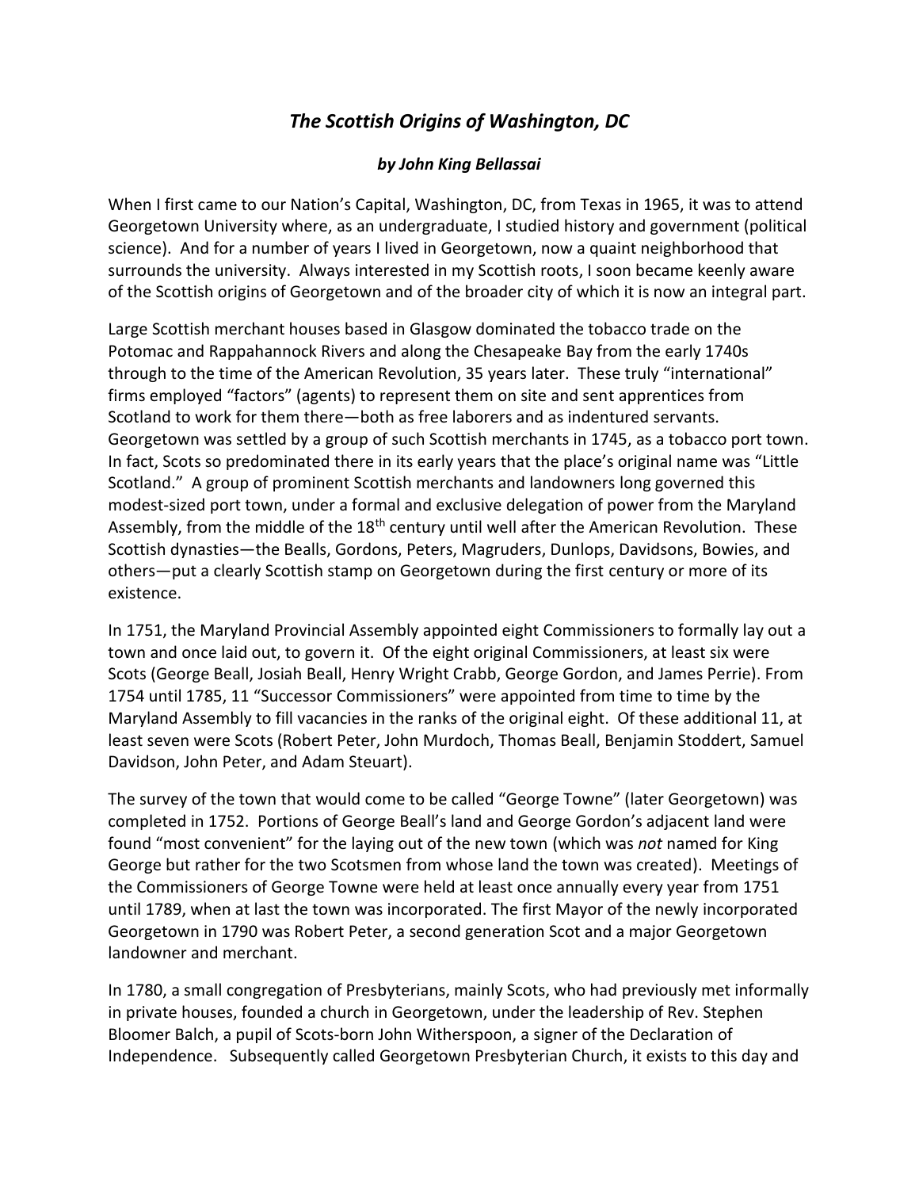# *The Scottish Origins of Washington, DC*

***by John King Bellassai***

When I first came to our Nation's Capital, Washington, DC, from Texas in 1965, it was to attend Georgetown University where, as an undergraduate, I studied history and government (political science). And for a number of years I lived in Georgetown, now a quaint neighborhood that surrounds the university. Always interested in my Scottish roots, I soon became keenly aware of the Scottish origins of Georgetown and of the broader city of which it is now an integral part.

Large Scottish merchant houses based in Glasgow dominated the tobacco trade on the Potomac and Rappahannock Rivers and along the Chesapeake Bay from the early 1740s through to the time of the American Revolution, 35 years later. These truly "international" firms employed "factors" (agents) to represent them on site and sent apprentices from Scotland to work for them there—both as free laborers and as indentured servants. Georgetown was settled by a group of such Scottish merchants in 1745, as a tobacco port town. In fact, Scots so predominated there in its early years that the place's original name was "Little Scotland." A group of prominent Scottish merchants and landowners long governed this modest-sized port town, under a formal and exclusive delegation of power from the Maryland Assembly, from the middle of the 18th century until well after the American Revolution. These Scottish dynasties—the Bealls, Gordons, Peters, Magruders, Dunlops, Davidsons, Bowies, and others—put a clearly Scottish stamp on Georgetown during the first century or more of its existence.

In 1751, the Maryland Provincial Assembly appointed eight Commissioners to formally lay out a town and once laid out, to govern it. Of the eight original Commissioners, at least six were Scots (George Beall, Josiah Beall, Henry Wright Crabb, George Gordon, and James Perrie). From 1754 until 1785, 11 "Successor Commissioners" were appointed from time to time by the Maryland Assembly to fill vacancies in the ranks of the original eight. Of these additional 11, at least seven were Scots (Robert Peter, John Murdoch, Thomas Beall, Benjamin Stoddert, Samuel Davidson, John Peter, and Adam Steuart).

The survey of the town that would come to be called "George Towne" (later Georgetown) was completed in 1752. Portions of George Beall's land and George Gordon's adjacent land were found "most convenient" for the laying out of the new town (which was *not* named for King George but rather for the two Scotsmen from whose land the town was created). Meetings of the Commissioners of George Towne were held at least once annually every year from 1751 until 1789, when at last the town was incorporated. The first Mayor of the newly incorporated Georgetown in 1790 was Robert Peter, a second generation Scot and a major Georgetown landowner and merchant.

In 1780, a small congregation of Presbyterians, mainly Scots, who had previously met informally in private houses, founded a church in Georgetown, under the leadership of Rev. Stephen Bloomer Balch, a pupil of Scots-born John Witherspoon, a signer of the Declaration of Independence. Subsequently called Georgetown Presbyterian Church, it exists to this day and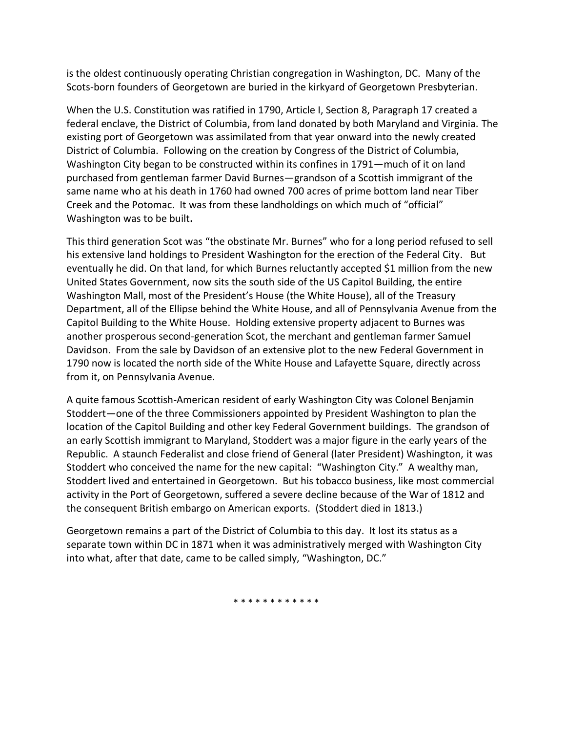is the oldest continuously operating Christian congregation in Washington, DC. Many of the Scots-born founders of Georgetown are buried in the kirkyard of Georgetown Presbyterian.

When the U.S. Constitution was ratified in 1790, Article I, Section 8, Paragraph 17 created a federal enclave, the District of Columbia, from land donated by both Maryland and Virginia. The existing port of Georgetown was assimilated from that year onward into the newly created District of Columbia. Following on the creation by Congress of the District of Columbia, Washington City began to be constructed within its confines in 1791—much of it on land purchased from gentleman farmer David Burnes—grandson of a Scottish immigrant of the same name who at his death in 1760 had owned 700 acres of prime bottom land near Tiber Creek and the Potomac. It was from these landholdings on which much of "official" Washington was to be built**.**

This third generation Scot was "the obstinate Mr. Burnes" who for a long period refused to sell his extensive land holdings to President Washington for the erection of the Federal City. But eventually he did. On that land, for which Burnes reluctantly accepted $1 million from the new United States Government, now sits the south side of the US Capitol Building, the entire Washington Mall, most of the President's House (the White House), all of the Treasury Department, all of the Ellipse behind the White House, and all of Pennsylvania Avenue from the Capitol Building to the White House. Holding extensive property adjacent to Burnes was another prosperous second-generation Scot, the merchant and gentleman farmer Samuel Davidson. From the sale by Davidson of an extensive plot to the new Federal Government in 1790 now is located the north side of the White House and Lafayette Square, directly across from it, on Pennsylvania Avenue.

A quite famous Scottish-American resident of early Washington City was Colonel Benjamin Stoddert—one of the three Commissioners appointed by President Washington to plan the location of the Capitol Building and other key Federal Government buildings. The grandson of an early Scottish immigrant to Maryland, Stoddert was a major figure in the early years of the Republic. A staunch Federalist and close friend of General (later President) Washington, it was Stoddert who conceived the name for the new capital: "Washington City." A wealthy man, Stoddert lived and entertained in Georgetown. But his tobacco business, like most commercial activity in the Port of Georgetown, suffered a severe decline because of the War of 1812 and the consequent British embargo on American exports. (Stoddert died in 1813.)

Georgetown remains a part of the District of Columbia to this day. It lost its status as a separate town within DC in 1871 when it was administratively merged with Washington City into what, after that date, came to be called simply, "Washington, DC."

* * * * * * * * * * * *